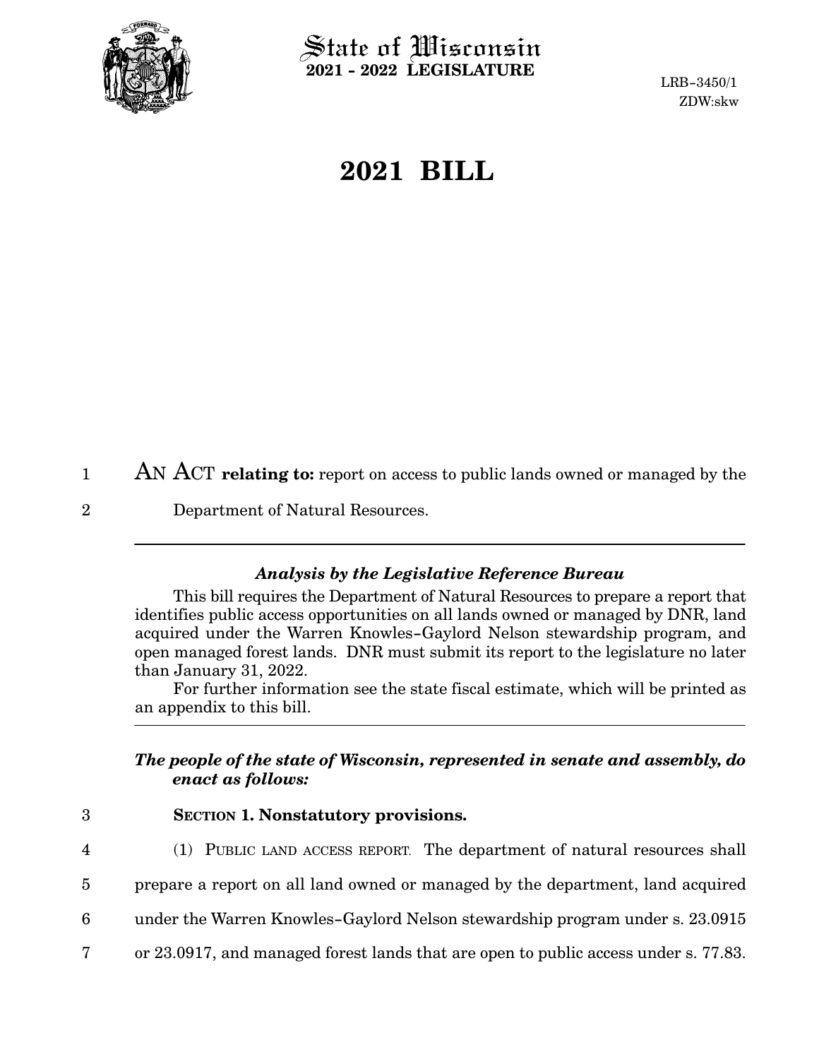State of Wisconsin
**2021 - 2022 LEGISLATURE**

LRB-3450/1
ZDW:skw

# 2021 BILL

AN ACT **relating to:** report on access to public lands owned or managed by the Department of Natural Resources.

---

### *Analysis by the Legislative Reference Bureau*

This bill requires the Department of Natural Resources to prepare a report that identifies public access opportunities on all lands owned or managed by DNR, land acquired under the Warren Knowles-Gaylord Nelson stewardship program, and open managed forest lands. DNR must submit its report to the legislature no later than January 31, 2022.

For further information see the state fiscal estimate, which will be printed as an appendix to this bill.

---

***The people of the state of Wisconsin, represented in senate and assembly, do enact as follows:***

**SECTION 1. Nonstatutory provisions.**

(1) PUBLIC LAND ACCESS REPORT. The department of natural resources shall prepare a report on all land owned or managed by the department, land acquired under the Warren Knowles-Gaylord Nelson stewardship program under s. 23.0915 or 23.0917, and managed forest lands that are open to public access under s. 77.83.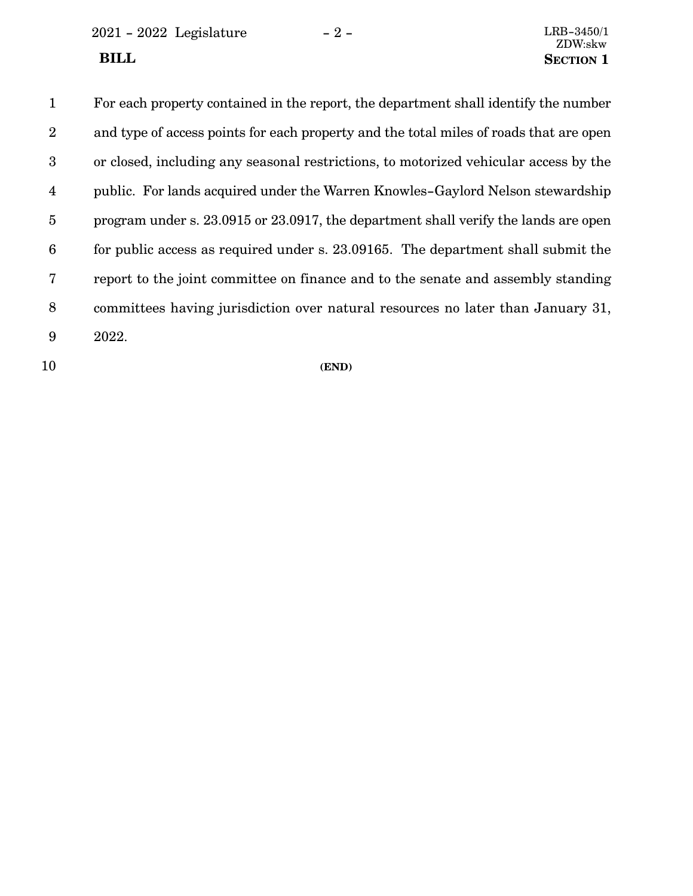For each property contained in the report, the department shall identify the number and type of access points for each property and the total miles of roads that are open or closed, including any seasonal restrictions, to motorized vehicular access by the public. For lands acquired under the Warren Knowles-Gaylord Nelson stewardship program under s. 23.0915 or 23.0917, the department shall verify the lands are open for public access as required under s. 23.09165. The department shall submit the report to the joint committee on finance and to the senate and assembly standing committees having jurisdiction over natural resources no later than January 31, 2022.

**(END)**